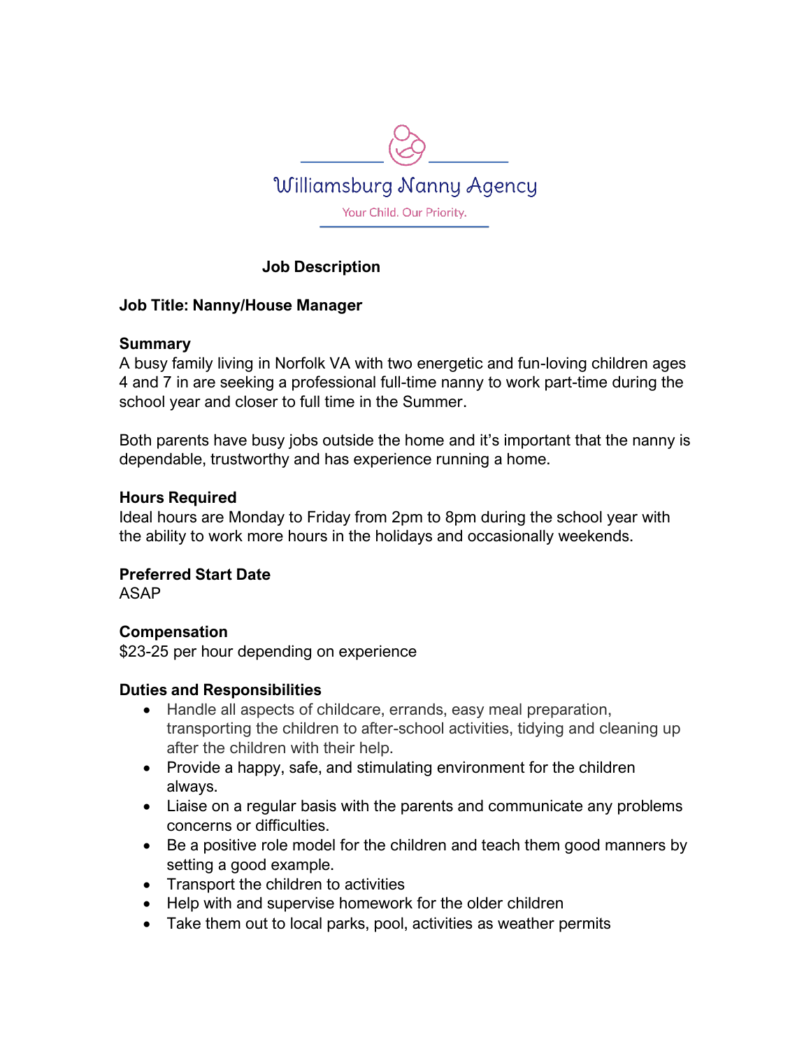Williamsburg Nanny Agency

Your Child. Our Priority.

# Job Description

**Job Title: Nanny/House Manager**

## Summary

A busy family living in Norfolk VA with two energetic and fun-loving children ages 4 and 7 in are seeking a professional full-time nanny to work part-time during the school year and closer to full time in the Summer.

Both parents have busy jobs outside the home and it's important that the nanny is dependable, trustworthy and has experience running a home.

## Hours Required

Ideal hours are Monday to Friday from 2pm to 8pm during the school year with the ability to work more hours in the holidays and occasionally weekends.

## Preferred Start Date

ASAP

## Compensation

$23-25 per hour depending on experience

## Duties and Responsibilities

- Handle all aspects of childcare, errands, easy meal preparation, transporting the children to after-school activities, tidying and cleaning up after the children with their help.
- Provide a happy, safe, and stimulating environment for the children always.
- Liaise on a regular basis with the parents and communicate any problems concerns or difficulties.
- Be a positive role model for the children and teach them good manners by setting a good example.
- Transport the children to activities
- Help with and supervise homework for the older children
- Take them out to local parks, pool, activities as weather permits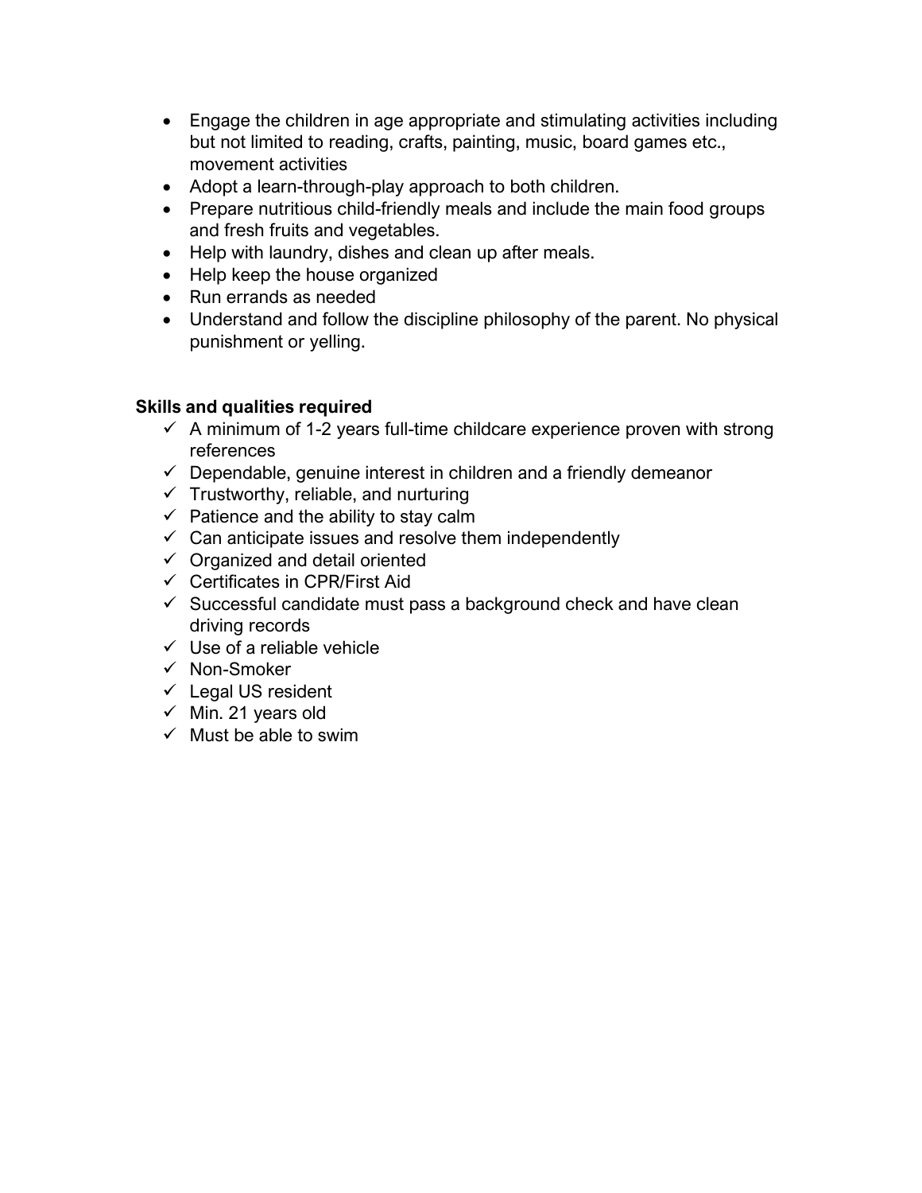- Engage the children in age appropriate and stimulating activities including but not limited to reading, crafts, painting, music, board games etc., movement activities
- Adopt a learn-through-play approach to both children.
- Prepare nutritious child-friendly meals and include the main food groups and fresh fruits and vegetables.
- Help with laundry, dishes and clean up after meals.
- Help keep the house organized
- Run errands as needed
- Understand and follow the discipline philosophy of the parent. No physical punishment or yelling.

**Skills and qualities required**

- ✓ A minimum of 1-2 years full-time childcare experience proven with strong references
- ✓ Dependable, genuine interest in children and a friendly demeanor
- ✓ Trustworthy, reliable, and nurturing
- ✓ Patience and the ability to stay calm
- ✓ Can anticipate issues and resolve them independently
- ✓ Organized and detail oriented
- ✓ Certificates in CPR/First Aid
- ✓ Successful candidate must pass a background check and have clean driving records
- ✓ Use of a reliable vehicle
- ✓ Non-Smoker
- ✓ Legal US resident
- ✓ Min. 21 years old
- ✓ Must be able to swim